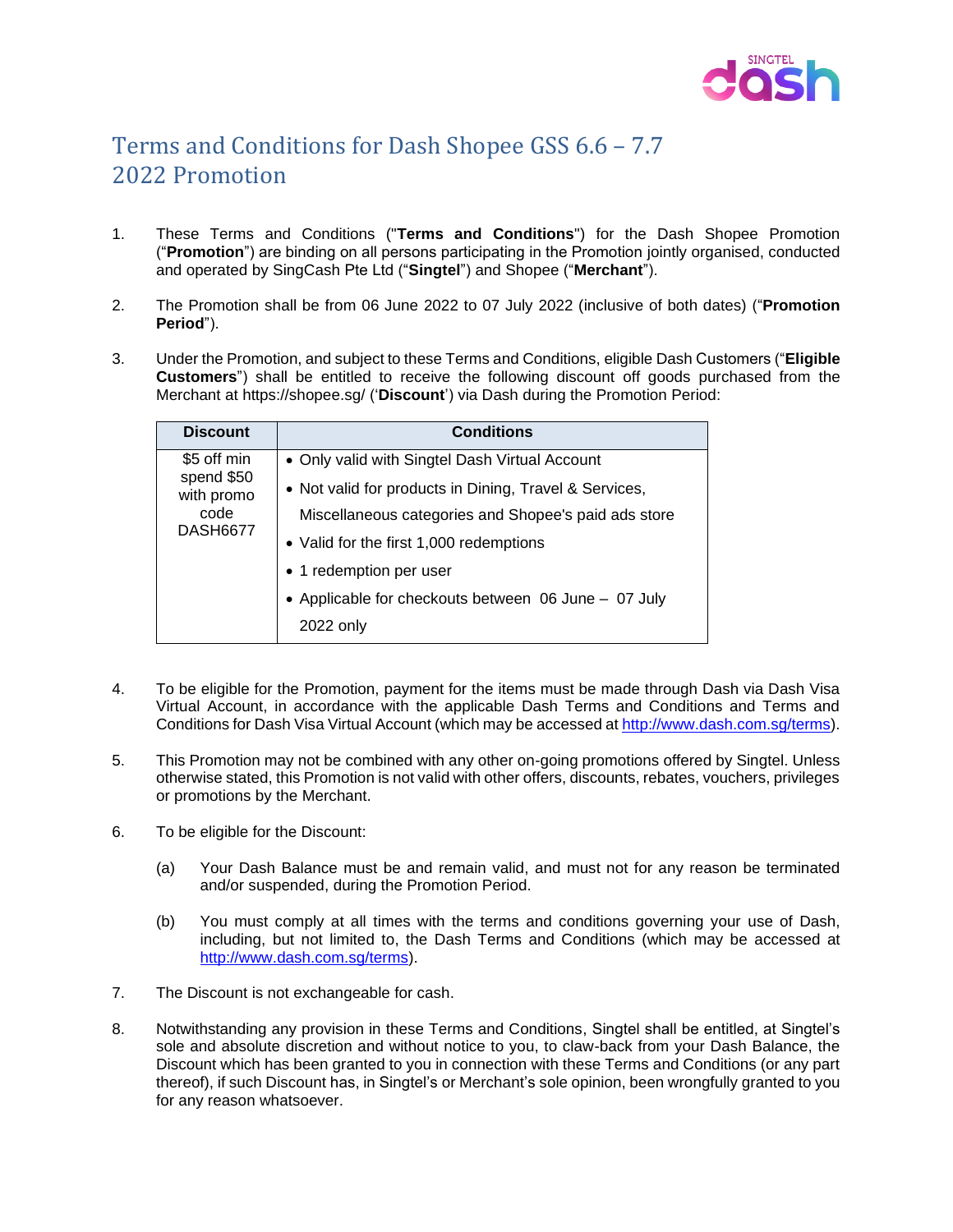# Terms and Conditions for Dash Shopee GSS 6.6 – 7.7 2022 Promotion

1. These Terms and Conditions ("**Terms and Conditions**") for the Dash Shopee Promotion ("**Promotion**") are binding on all persons participating in the Promotion jointly organised, conducted and operated by SingCash Pte Ltd ("**Singtel**") and Shopee ("**Merchant**").

2. The Promotion shall be from 06 June 2022 to 07 July 2022 (inclusive of both dates) ("**Promotion Period**").

3. Under the Promotion, and subject to these Terms and Conditions, eligible Dash Customers ("**Eligible Customers**") shall be entitled to receive the following discount off goods purchased from the Merchant at https://shopee.sg/ ('**Discount**') via Dash during the Promotion Period:

| Discount | Conditions |
|---|---|
| $5 off min spend $50 with promo code DASH6677 | • Only valid with Singtel Dash Virtual Account<br>• Not valid for products in Dining, Travel & Services, Miscellaneous categories and Shopee's paid ads store<br>• Valid for the first 1,000 redemptions<br>• 1 redemption per user<br>• Applicable for checkouts between 06 June – 07 July 2022 only |

4. To be eligible for the Promotion, payment for the items must be made through Dash via Dash Visa Virtual Account, in accordance with the applicable Dash Terms and Conditions and Terms and Conditions for Dash Visa Virtual Account (which may be accessed at http://www.dash.com.sg/terms).

5. This Promotion may not be combined with any other on-going promotions offered by Singtel. Unless otherwise stated, this Promotion is not valid with other offers, discounts, rebates, vouchers, privileges or promotions by the Merchant.

6. To be eligible for the Discount:

   (a) Your Dash Balance must be and remain valid, and must not for any reason be terminated and/or suspended, during the Promotion Period.

   (b) You must comply at all times with the terms and conditions governing your use of Dash, including, but not limited to, the Dash Terms and Conditions (which may be accessed at http://www.dash.com.sg/terms).

7. The Discount is not exchangeable for cash.

8. Notwithstanding any provision in these Terms and Conditions, Singtel shall be entitled, at Singtel's sole and absolute discretion and without notice to you, to claw-back from your Dash Balance, the Discount which has been granted to you in connection with these Terms and Conditions (or any part thereof), if such Discount has, in Singtel's or Merchant's sole opinion, been wrongfully granted to you for any reason whatsoever.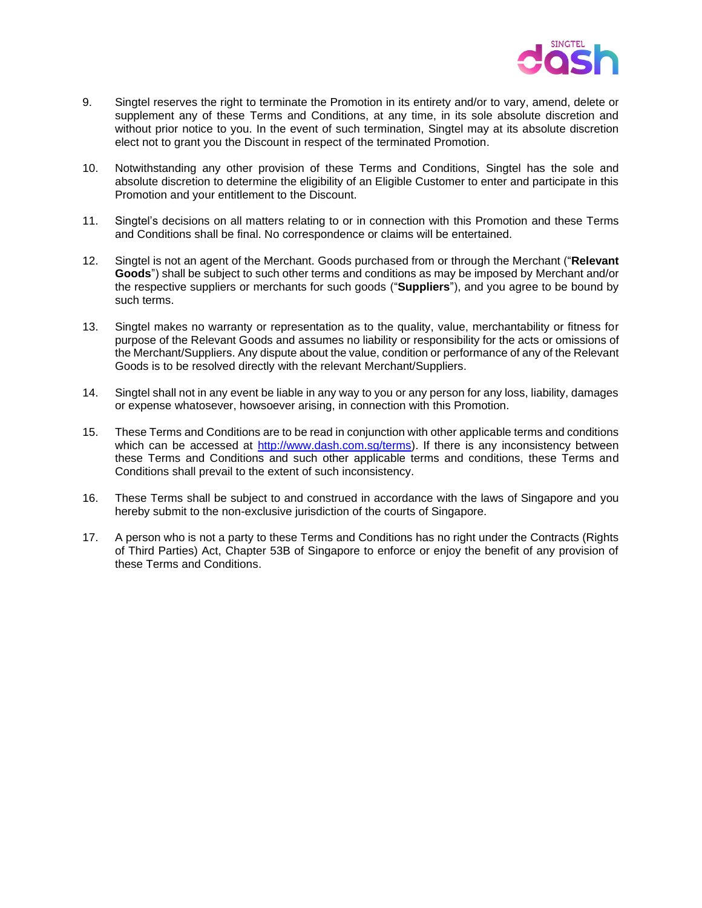9. Singtel reserves the right to terminate the Promotion in its entirety and/or to vary, amend, delete or supplement any of these Terms and Conditions, at any time, in its sole absolute discretion and without prior notice to you. In the event of such termination, Singtel may at its absolute discretion elect not to grant you the Discount in respect of the terminated Promotion.

10. Notwithstanding any other provision of these Terms and Conditions, Singtel has the sole and absolute discretion to determine the eligibility of an Eligible Customer to enter and participate in this Promotion and your entitlement to the Discount.

11. Singtel's decisions on all matters relating to or in connection with this Promotion and these Terms and Conditions shall be final. No correspondence or claims will be entertained.

12. Singtel is not an agent of the Merchant. Goods purchased from or through the Merchant ("**Relevant Goods**") shall be subject to such other terms and conditions as may be imposed by Merchant and/or the respective suppliers or merchants for such goods ("**Suppliers**"), and you agree to be bound by such terms.

13. Singtel makes no warranty or representation as to the quality, value, merchantability or fitness for purpose of the Relevant Goods and assumes no liability or responsibility for the acts or omissions of the Merchant/Suppliers. Any dispute about the value, condition or performance of any of the Relevant Goods is to be resolved directly with the relevant Merchant/Suppliers.

14. Singtel shall not in any event be liable in any way to you or any person for any loss, liability, damages or expense whatsoever, howsoever arising, in connection with this Promotion.

15. These Terms and Conditions are to be read in conjunction with other applicable terms and conditions which can be accessed at [http://www.dash.com.sg/terms](http://www.dash.com.sg/terms)). If there is any inconsistency between these Terms and Conditions and such other applicable terms and conditions, these Terms and Conditions shall prevail to the extent of such inconsistency.

16. These Terms shall be subject to and construed in accordance with the laws of Singapore and you hereby submit to the non-exclusive jurisdiction of the courts of Singapore.

17. A person who is not a party to these Terms and Conditions has no right under the Contracts (Rights of Third Parties) Act, Chapter 53B of Singapore to enforce or enjoy the benefit of any provision of these Terms and Conditions.